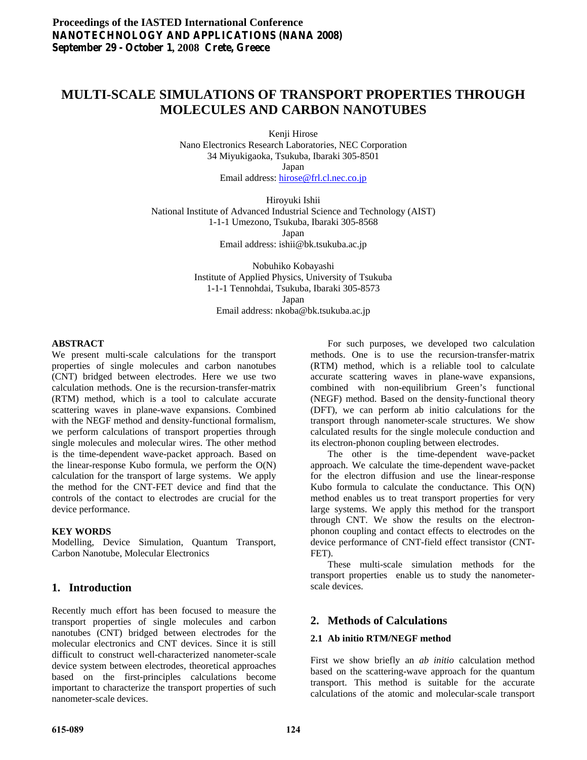# MULTI-SCALE SIMULATIONS OF TRANSPORT PROPERTIES THROUGH MOLECULES AND CARBON NANOTUBES

Kenji Hirose
Nano Electronics Research Laboratories, NEC Corporation
34 Miyukigaoka, Tsukuba, Ibaraki 305-8501
Japan
Email address: hirose@frl.cl.nec.co.jp

Hiroyuki Ishii
National Institute of Advanced Industrial Science and Technology (AIST)
1-1-1 Umezono, Tsukuba, Ibaraki 305-8568
Japan
Email address: ishii@bk.tsukuba.ac.jp

Nobuhiko Kobayashi
Institute of Applied Physics, University of Tsukuba
1-1-1 Tennohdai, Tsukuba, Ibaraki 305-8573
Japan
Email address: nkoba@bk.tsukuba.ac.jp

**ABSTRACT**

We present multi-scale calculations for the transport properties of single molecules and carbon nanotubes (CNT) bridged between electrodes. Here we use two calculation methods. One is the recursion-transfer-matrix (RTM) method, which is a tool to calculate accurate scattering waves in plane-wave expansions. Combined with the NEGF method and density-functional formalism, we perform calculations of transport properties through single molecules and molecular wires. The other method is the time-dependent wave-packet approach. Based on the linear-response Kubo formula, we perform the O(N) calculation for the transport of large systems. We apply the method for the CNT-FET device and find that the controls of the contact to electrodes are crucial for the device performance.

**KEY WORDS**

Modelling, Device Simulation, Quantum Transport, Carbon Nanotube, Molecular Electronics

## 1. Introduction

Recently much effort has been focused to measure the transport properties of single molecules and carbon nanotubes (CNT) bridged between electrodes for the molecular electronics and CNT devices. Since it is still difficult to construct well-characterized nanometer-scale device system between electrodes, theoretical approaches based on the first-principles calculations become important to characterize the transport properties of such nanometer-scale devices.

For such purposes, we developed two calculation methods. One is to use the recursion-transfer-matrix (RTM) method, which is a reliable tool to calculate accurate scattering waves in plane-wave expansions, combined with non-equilibrium Green's functional (NEGF) method. Based on the density-functional theory (DFT), we can perform ab initio calculations for the transport through nanometer-scale structures. We show calculated results for the single molecule conduction and its electron-phonon coupling between electrodes.

The other is the time-dependent wave-packet approach. We calculate the time-dependent wave-packet for the electron diffusion and use the linear-response Kubo formula to calculate the conductance. This O(N) method enables us to treat transport properties for very large systems. We apply this method for the transport through CNT. We show the results on the electron-phonon coupling and contact effects to electrodes on the device performance of CNT-field effect transistor (CNT-FET).

These multi-scale simulation methods for the transport properties enable us to study the nanometer-scale devices.

## 2. Methods of Calculations

### 2.1 Ab initio RTM/NEGF method

First we show briefly an *ab initio* calculation method based on the scattering-wave approach for the quantum transport. This method is suitable for the accurate calculations of the atomic and molecular-scale transport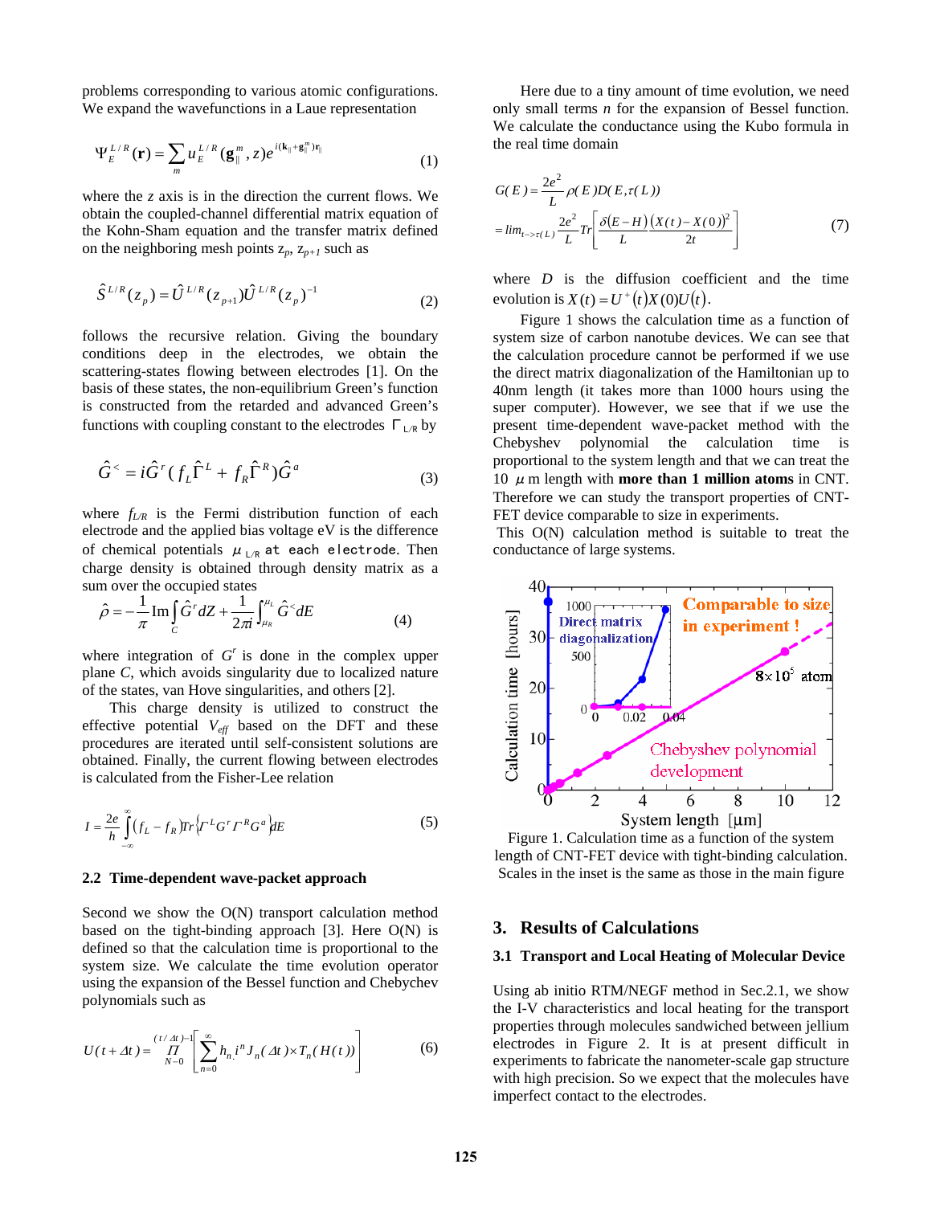problems corresponding to various atomic configurations. We expand the wavefunctions in a Laue representation

$$\Psi_E^{L/R}(\mathbf{r}) = \sum_m u_E^{L/R}(\mathbf{g}_\parallel^m, z) e^{i(\mathbf{k}_\parallel + \mathbf{g}_\parallel^m)\mathbf{r}_\parallel} \tag{1}$$

where the *z* axis is in the direction the current flows. We obtain the coupled-channel differential matrix equation of the Kohn-Sham equation and the transfer matrix defined on the neighboring mesh points $z_p$, $z_{p+1}$ such as

$$\hat{S}^{L/R}(z_p) = \hat{U}^{L/R}(z_{p+1})\hat{U}^{L/R}(z_p)^{-1} \tag{2}$$

follows the recursive relation. Giving the boundary conditions deep in the electrodes, we obtain the scattering-states flowing between electrodes [1]. On the basis of these states, the non-equilibrium Green's function is constructed from the retarded and advanced Green's functions with coupling constant to the electrodes $\Gamma_{L/R}$ by

$$\hat{G}^< = i\hat{G}^r (f_L \hat{\Gamma}^L + f_R \hat{\Gamma}^R)\hat{G}^a \tag{3}$$

where $f_{L/R}$ is the Fermi distribution function of each electrode and the applied bias voltage eV is the difference of chemical potentials $\mu_{L/R}$ at each electrode. Then charge density is obtained through density matrix as a sum over the occupied states

$$\hat{\rho} = -\frac{1}{\pi}\mathrm{Im}\int_C \hat{G}^r dZ + \frac{1}{2\pi i}\int_{\mu_R}^{\mu_L} \hat{G}^< dE \tag{4}$$

where integration of $G^r$ is done in the complex upper plane *C*, which avoids singularity due to localized nature of the states, van Hove singularities, and others [2].

This charge density is utilized to construct the effective potential $V_{eff}$ based on the DFT and these procedures are iterated until self-consistent solutions are obtained. Finally, the current flowing between electrodes is calculated from the Fisher-Lee relation

$$I = \frac{2e}{h}\int_{-\infty}^{\infty} (f_L - f_R) Tr\{\Gamma^L G^r \Gamma^R G^a\} dE \tag{5}$$

### 2.2 Time-dependent wave-packet approach

Second we show the O(N) transport calculation method based on the tight-binding approach [3]. Here O(N) is defined so that the calculation time is proportional to the system size. We calculate the time evolution operator using the expansion of the Bessel function and Chebychev polynomials such as

$$U(t+\Delta t) = \prod_{N=0}^{(t/\Delta t)-1}\left[\sum_{n=0}^{\infty} h_n i^n J_n(\Delta t) \times T_n(H(t))\right] \tag{6}$$

Here due to a tiny amount of time evolution, we need only small terms *n* for the expansion of Bessel function. We calculate the conductance using the Kubo formula in the real time domain

$$G(E) = \frac{2e^2}{L}\rho(E)D(E,\tau(L))$$
$$= \lim_{t \to \tau(L)} \frac{2e^2}{L} Tr\left[\frac{\delta(E-H)}{L}\frac{(X(t)-X(0))^2}{2t}\right] \tag{7}$$

where *D* is the diffusion coefficient and the time evolution is $X(t) = U^+(t)X(0)U(t)$.

Figure 1 shows the calculation time as a function of system size of carbon nanotube devices. We can see that the calculation procedure cannot be performed if we use the direct matrix diagonalization of the Hamiltonian up to 40nm length (it takes more than 1000 hours using the super computer). However, we see that if we use the present time-dependent wave-packet method with the Chebyshev polynomial the calculation time is proportional to the system length and that we can treat the 10 $\mu$m length with **more than 1 million atoms** in CNT. Therefore we can study the transport properties of CNT-FET device comparable to size in experiments.

This O(N) calculation method is suitable to treat the conductance of large systems.

Figure 1. Calculation time as a function of the system length of CNT-FET device with tight-binding calculation. Scales in the inset is the same as those in the main figure

## 3. Results of Calculations

### 3.1 Transport and Local Heating of Molecular Device

Using ab initio RTM/NEGF method in Sec.2.1, we show the I-V characteristics and local heating for the transport properties through molecules sandwiched between jellium electrodes in Figure 2. It is at present difficult in experiments to fabricate the nanometer-scale gap structure with high precision. So we expect that the molecules have imperfect contact to the electrodes.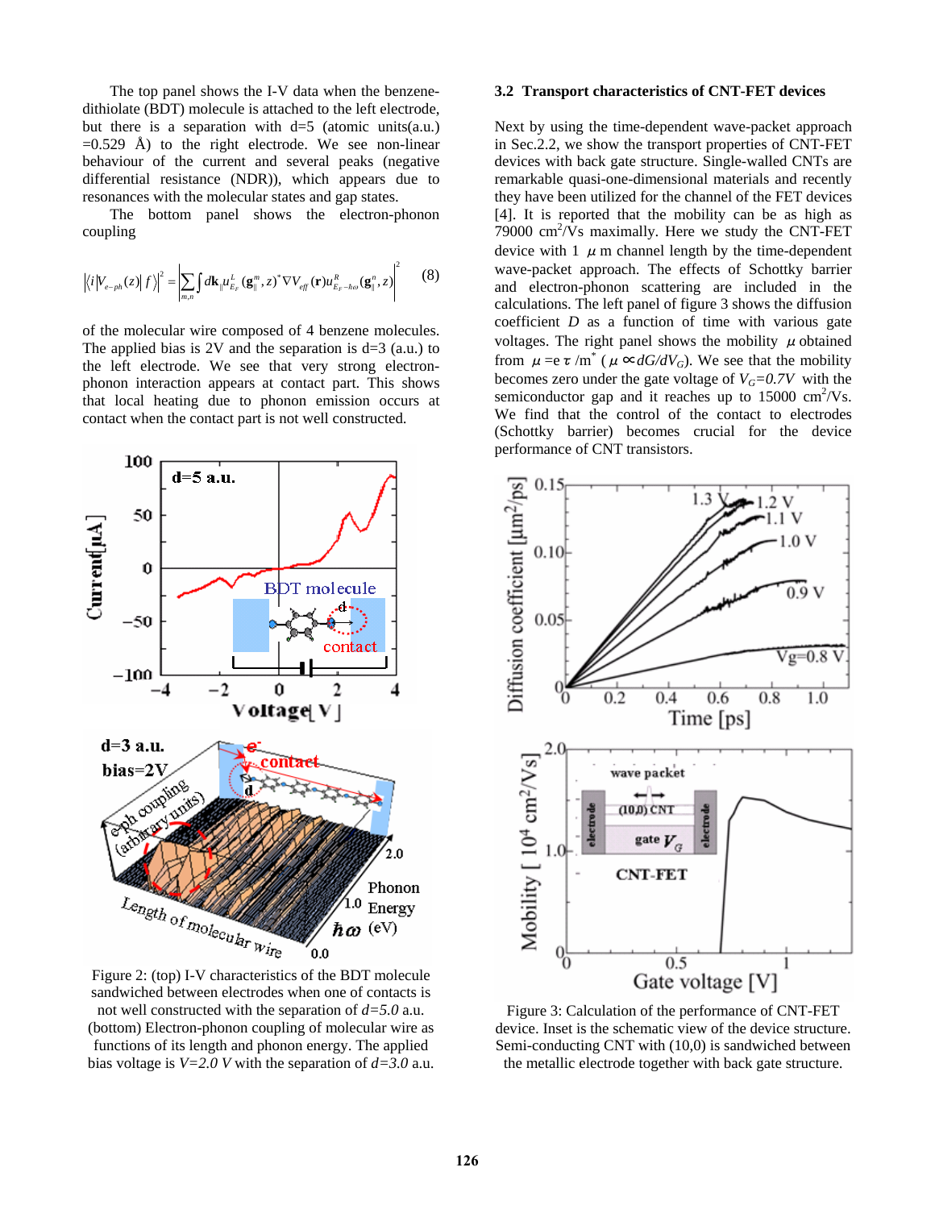The top panel shows the I-V data when the benzene-dithiolate (BDT) molecule is attached to the left electrode, but there is a separation with d=5 (atomic units(a.u.) =0.529 Å) to the right electrode. We see non-linear behaviour of the current and several peaks (negative differential resistance (NDR)), which appears due to resonances with the molecular states and gap states.

The bottom panel shows the electron-phonon coupling

$$\left|\langle i|V_{e-ph}(z)|f\rangle\right|^2 = \left|\sum_{m,n}\int d\mathbf{k}_{\|} u^{L}_{E_F}(\mathbf{g}^{m}_{\|},z)^{*}\nabla V_{eff}(\mathbf{r})u^{R}_{E_F-\hbar\omega}(\mathbf{g}^{n}_{\|},z)\right|^2 \quad (8)$$

of the molecular wire composed of 4 benzene molecules. The applied bias is 2V and the separation is d=3 (a.u.) to the left electrode. We see that very strong electron-phonon interaction appears at contact part. This shows that local heating due to phonon emission occurs at contact when the contact part is not well constructed.

Figure 2: (top) I-V characteristics of the BDT molecule sandwiched between electrodes when one of contacts is not well constructed with the separation of $d=5.0$ a.u. (bottom) Electron-phonon coupling of molecular wire as functions of its length and phonon energy. The applied bias voltage is $V=2.0$ V with the separation of $d=3.0$ a.u.

### 3.2 Transport characteristics of CNT-FET devices

Next by using the time-dependent wave-packet approach in Sec.2.2, we show the transport properties of CNT-FET devices with back gate structure. Single-walled CNTs are remarkable quasi-one-dimensional materials and recently they have been utilized for the channel of the FET devices [4]. It is reported that the mobility can be as high as 79000 $cm^2/Vs$ maximally. Here we study the CNT-FET device with 1 $\mu$m channel length by the time-dependent wave-packet approach. The effects of Schottky barrier and electron-phonon scattering are included in the calculations. The left panel of figure 3 shows the diffusion coefficient $D$ as a function of time with various gate voltages. The right panel shows the mobility $\mu$ obtained from $\mu = e\tau/m^*$ ($\mu \propto dG/dV_G$). We see that the mobility becomes zero under the gate voltage of $V_G=0.7V$ with the semiconductor gap and it reaches up to 15000 $cm^2/Vs$. We find that the control of the contact to electrodes (Schottky barrier) becomes crucial for the device performance of CNT transistors.

Figure 3: Calculation of the performance of CNT-FET device. Inset is the schematic view of the device structure. Semi-conducting CNT with (10,0) is sandwiched between the metallic electrode together with back gate structure.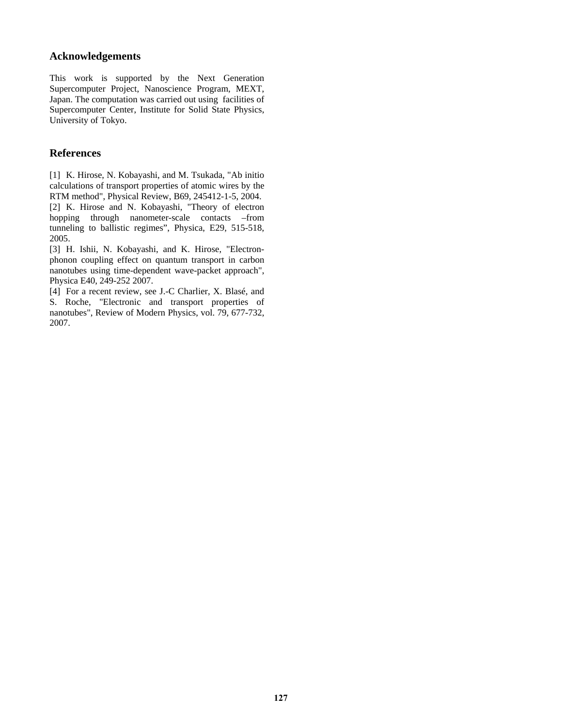## Acknowledgements

This work is supported by the Next Generation Supercomputer Project, Nanoscience Program, MEXT, Japan. The computation was carried out using facilities of Supercomputer Center, Institute for Solid State Physics, University of Tokyo.

## References

[1] K. Hirose, N. Kobayashi, and M. Tsukada, "Ab initio calculations of transport properties of atomic wires by the RTM method", Physical Review, B69, 245412-1-5, 2004.

[2] K. Hirose and N. Kobayashi, "Theory of electron hopping through nanometer-scale contacts –from tunneling to ballistic regimes", Physica, E29, 515-518, 2005.

[3] H. Ishii, N. Kobayashi, and K. Hirose, "Electron-phonon coupling effect on quantum transport in carbon nanotubes using time-dependent wave-packet approach", Physica E40, 249-252 2007.

[4] For a recent review, see J.-C Charlier, X. Blasé, and S. Roche, "Electronic and transport properties of nanotubes", Review of Modern Physics, vol. 79, 677-732, 2007.